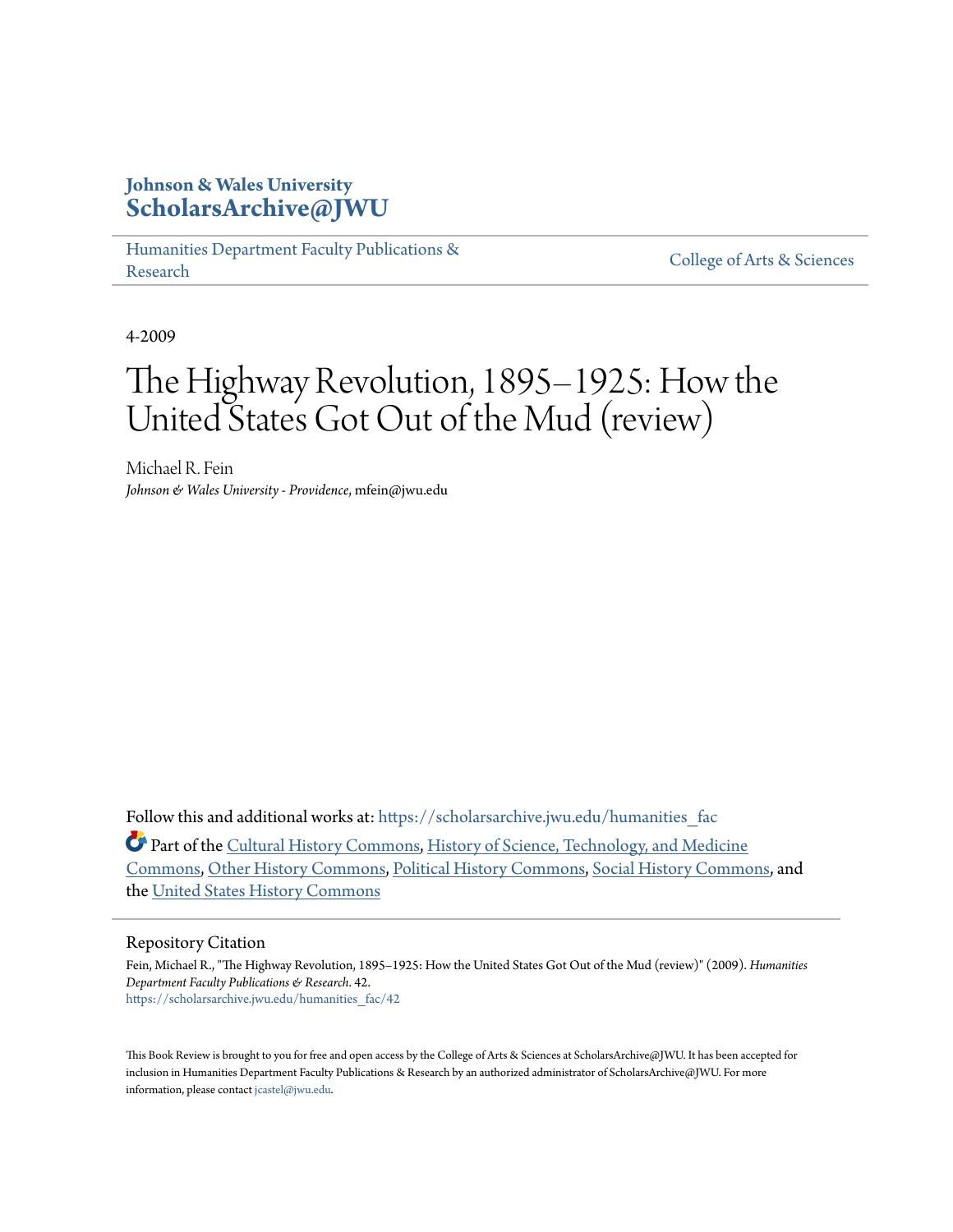**Johnson & Wales University**
**ScholarsArchive@JWU**

Humanities Department Faculty Publications & Research | College of Arts & Sciences

4-2009

# The Highway Revolution, 1895–1925: How the United States Got Out of the Mud (review)

Michael R. Fein
*Johnson & Wales University - Providence*, mfein@jwu.edu

Follow this and additional works at: https://scholarsarchive.jwu.edu/humanities_fac

Part of the Cultural History Commons, History of Science, Technology, and Medicine Commons, Other History Commons, Political History Commons, Social History Commons, and the United States History Commons

## Repository Citation

Fein, Michael R., "The Highway Revolution, 1895–1925: How the United States Got Out of the Mud (review)" (2009). *Humanities Department Faculty Publications & Research*. 42.
https://scholarsarchive.jwu.edu/humanities_fac/42

This Book Review is brought to you for free and open access by the College of Arts & Sciences at ScholarsArchive@JWU. It has been accepted for inclusion in Humanities Department Faculty Publications & Research by an authorized administrator of ScholarsArchive@JWU. For more information, please contact jcastel@jwu.edu.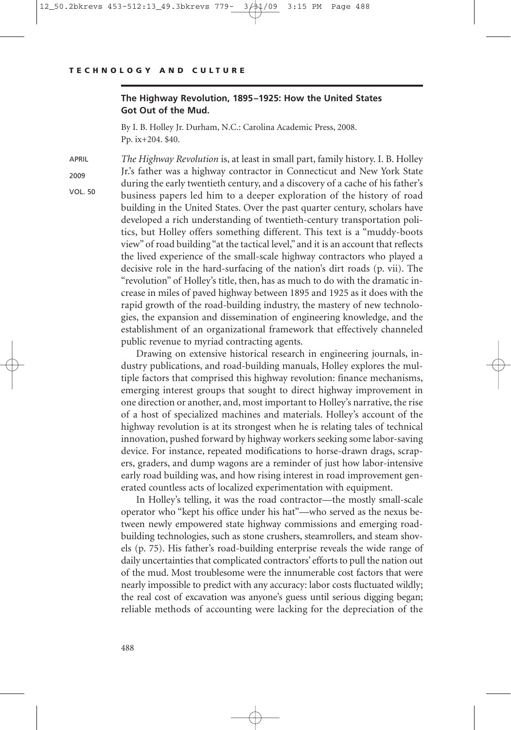**The Highway Revolution, 1895–1925: How the United States Got Out of the Mud.**

By I. B. Holley Jr. Durham, N.C.: Carolina Academic Press, 2008. Pp. ix+204. $40.

*The Highway Revolution* is, at least in small part, family history. I. B. Holley Jr.'s father was a highway contractor in Connecticut and New York State during the early twentieth century, and a discovery of a cache of his father's business papers led him to a deeper exploration of the history of road building in the United States. Over the past quarter century, scholars have developed a rich understanding of twentieth-century transportation politics, but Holley offers something different. This text is a "muddy-boots view" of road building "at the tactical level," and it is an account that reflects the lived experience of the small-scale highway contractors who played a decisive role in the hard-surfacing of the nation's dirt roads (p. vii). The "revolution" of Holley's title, then, has as much to do with the dramatic increase in miles of paved highway between 1895 and 1925 as it does with the rapid growth of the road-building industry, the mastery of new technologies, the expansion and dissemination of engineering knowledge, and the establishment of an organizational framework that effectively channeled public revenue to myriad contracting agents.

Drawing on extensive historical research in engineering journals, industry publications, and road-building manuals, Holley explores the multiple factors that comprised this highway revolution: finance mechanisms, emerging interest groups that sought to direct highway improvement in one direction or another, and, most important to Holley's narrative, the rise of a host of specialized machines and materials. Holley's account of the highway revolution is at its strongest when he is relating tales of technical innovation, pushed forward by highway workers seeking some labor-saving device. For instance, repeated modifications to horse-drawn drags, scrapers, graders, and dump wagons are a reminder of just how labor-intensive early road building was, and how rising interest in road improvement generated countless acts of localized experimentation with equipment.

In Holley's telling, it was the road contractor—the mostly small-scale operator who "kept his office under his hat"—who served as the nexus between newly empowered state highway commissions and emerging road-building technologies, such as stone crushers, steamrollers, and steam shovels (p. 75). His father's road-building enterprise reveals the wide range of daily uncertainties that complicated contractors' efforts to pull the nation out of the mud. Most troublesome were the innumerable cost factors that were nearly impossible to predict with any accuracy: labor costs fluctuated wildly; the real cost of excavation was anyone's guess until serious digging began; reliable methods of accounting were lacking for the depreciation of the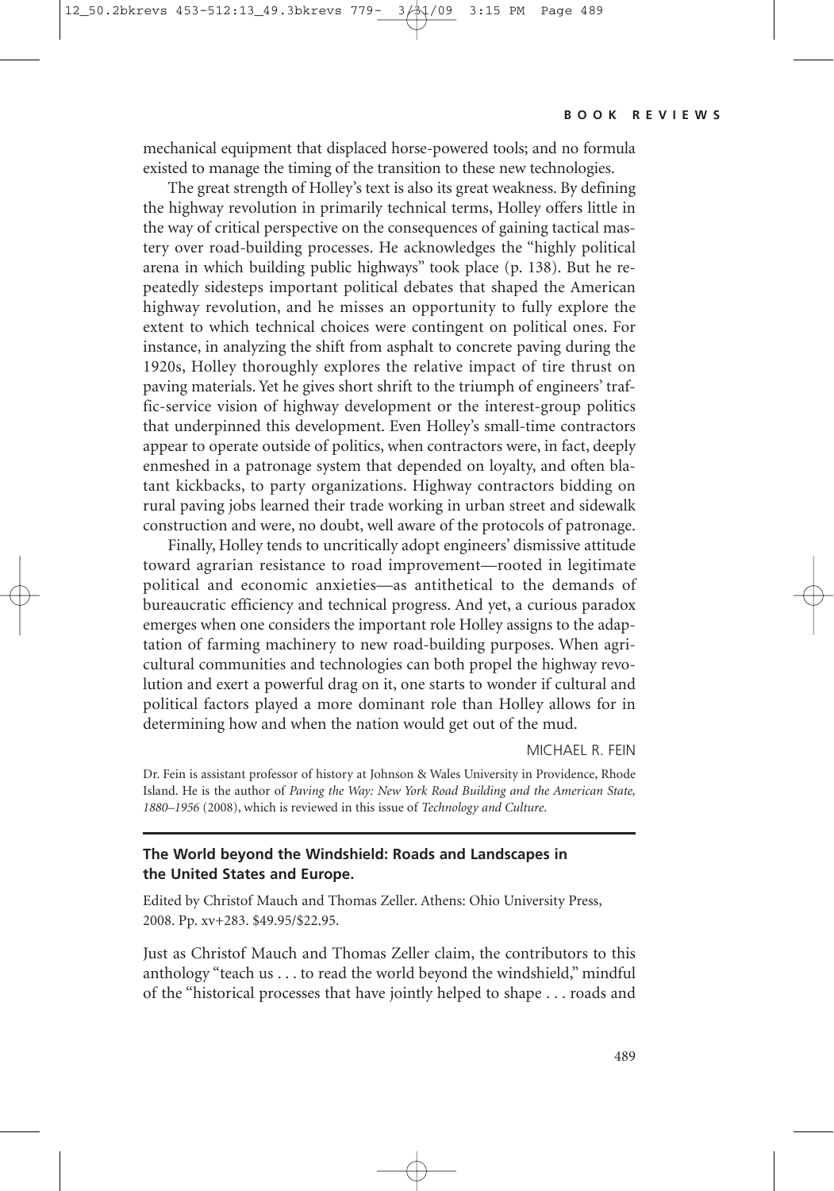mechanical equipment that displaced horse-powered tools; and no formula existed to manage the timing of the transition to these new technologies.

The great strength of Holley's text is also its great weakness. By defining the highway revolution in primarily technical terms, Holley offers little in the way of critical perspective on the consequences of gaining tactical mastery over road-building processes. He acknowledges the "highly political arena in which building public highways" took place (p. 138). But he repeatedly sidesteps important political debates that shaped the American highway revolution, and he misses an opportunity to fully explore the extent to which technical choices were contingent on political ones. For instance, in analyzing the shift from asphalt to concrete paving during the 1920s, Holley thoroughly explores the relative impact of tire thrust on paving materials. Yet he gives short shrift to the triumph of engineers' traffic-service vision of highway development or the interest-group politics that underpinned this development. Even Holley's small-time contractors appear to operate outside of politics, when contractors were, in fact, deeply enmeshed in a patronage system that depended on loyalty, and often blatant kickbacks, to party organizations. Highway contractors bidding on rural paving jobs learned their trade working in urban street and sidewalk construction and were, no doubt, well aware of the protocols of patronage.

Finally, Holley tends to uncritically adopt engineers' dismissive attitude toward agrarian resistance to road improvement—rooted in legitimate political and economic anxieties—as antithetical to the demands of bureaucratic efficiency and technical progress. And yet, a curious paradox emerges when one considers the important role Holley assigns to the adaptation of farming machinery to new road-building purposes. When agricultural communities and technologies can both propel the highway revolution and exert a powerful drag on it, one starts to wonder if cultural and political factors played a more dominant role than Holley allows for in determining how and when the nation would get out of the mud.

MICHAEL R. FEIN

Dr. Fein is assistant professor of history at Johnson & Wales University in Providence, Rhode Island. He is the author of *Paving the Way: New York Road Building and the American State, 1880–1956* (2008), which is reviewed in this issue of *Technology and Culture*.

---

**The World beyond the Windshield: Roads and Landscapes in the United States and Europe.**

Edited by Christof Mauch and Thomas Zeller. Athens: Ohio University Press, 2008. Pp. xv+283. $49.95/$22.95.

Just as Christof Mauch and Thomas Zeller claim, the contributors to this anthology "teach us . . . to read the world beyond the windshield," mindful of the "historical processes that have jointly helped to shape . . . roads and